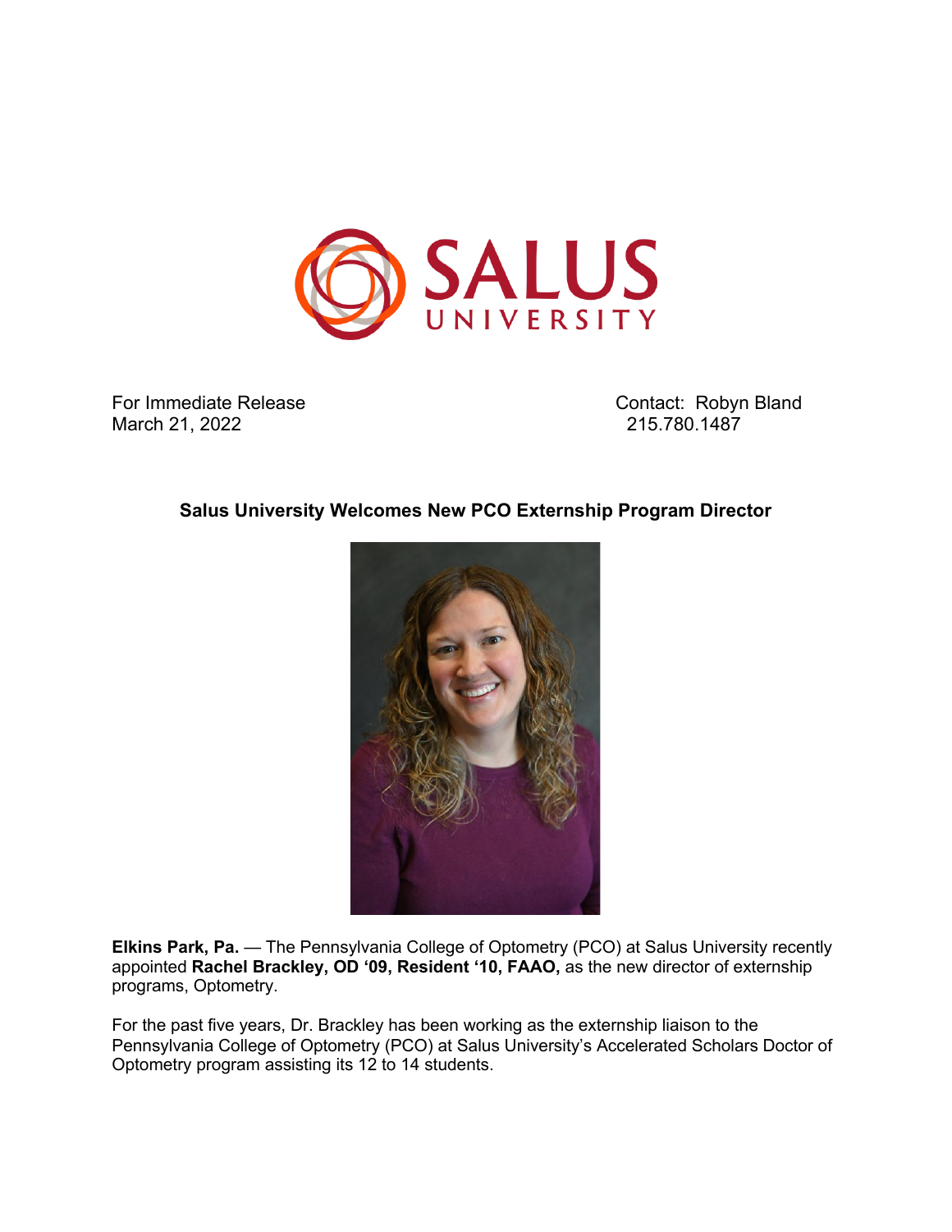SALUS UNIVERSITY

For Immediate Release
March 21, 2022

Contact: Robyn Bland
215.780.1487

**Salus University Welcomes New PCO Externship Program Director**

**Elkins Park, Pa.** — The Pennsylvania College of Optometry (PCO) at Salus University recently appointed **Rachel Brackley, OD '09, Resident '10, FAAO,** as the new director of externship programs, Optometry.

For the past five years, Dr. Brackley has been working as the externship liaison to the Pennsylvania College of Optometry (PCO) at Salus University's Accelerated Scholars Doctor of Optometry program assisting its 12 to 14 students.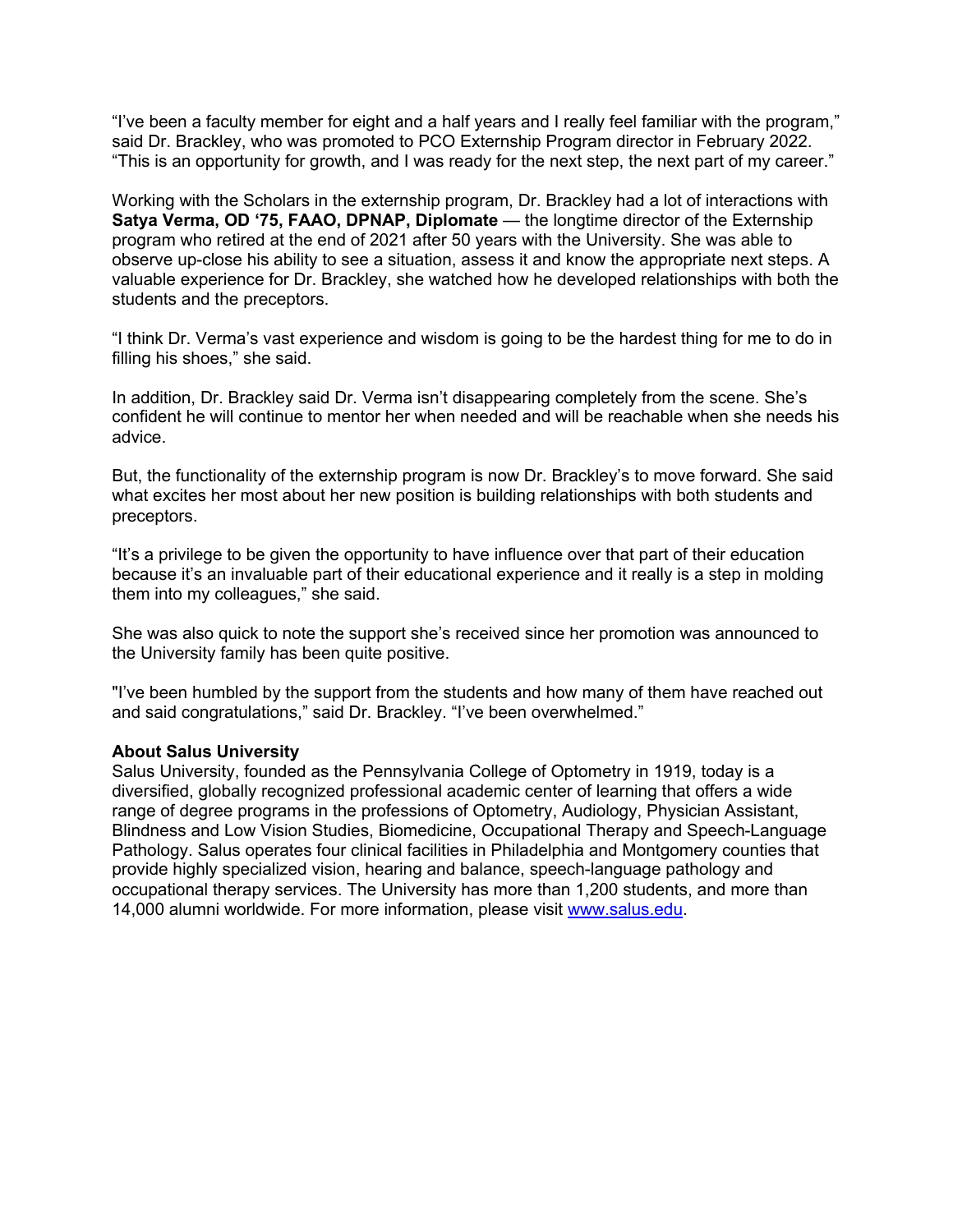"I've been a faculty member for eight and a half years and I really feel familiar with the program," said Dr. Brackley, who was promoted to PCO Externship Program director in February 2022. "This is an opportunity for growth, and I was ready for the next step, the next part of my career."

Working with the Scholars in the externship program, Dr. Brackley had a lot of interactions with **Satya Verma, OD '75, FAAO, DPNAP, Diplomate** — the longtime director of the Externship program who retired at the end of 2021 after 50 years with the University. She was able to observe up-close his ability to see a situation, assess it and know the appropriate next steps. A valuable experience for Dr. Brackley, she watched how he developed relationships with both the students and the preceptors.

"I think Dr. Verma's vast experience and wisdom is going to be the hardest thing for me to do in filling his shoes," she said.

In addition, Dr. Brackley said Dr. Verma isn't disappearing completely from the scene. She's confident he will continue to mentor her when needed and will be reachable when she needs his advice.

But, the functionality of the externship program is now Dr. Brackley's to move forward. She said what excites her most about her new position is building relationships with both students and preceptors.

"It's a privilege to be given the opportunity to have influence over that part of their education because it's an invaluable part of their educational experience and it really is a step in molding them into my colleagues," she said.

She was also quick to note the support she's received since her promotion was announced to the University family has been quite positive.

"I've been humbled by the support from the students and how many of them have reached out and said congratulations," said Dr. Brackley. "I've been overwhelmed."

**About Salus University**
Salus University, founded as the Pennsylvania College of Optometry in 1919, today is a diversified, globally recognized professional academic center of learning that offers a wide range of degree programs in the professions of Optometry, Audiology, Physician Assistant, Blindness and Low Vision Studies, Biomedicine, Occupational Therapy and Speech-Language Pathology. Salus operates four clinical facilities in Philadelphia and Montgomery counties that provide highly specialized vision, hearing and balance, speech-language pathology and occupational therapy services. The University has more than 1,200 students, and more than 14,000 alumni worldwide. For more information, please visit [www.salus.edu](http://www.salus.edu).